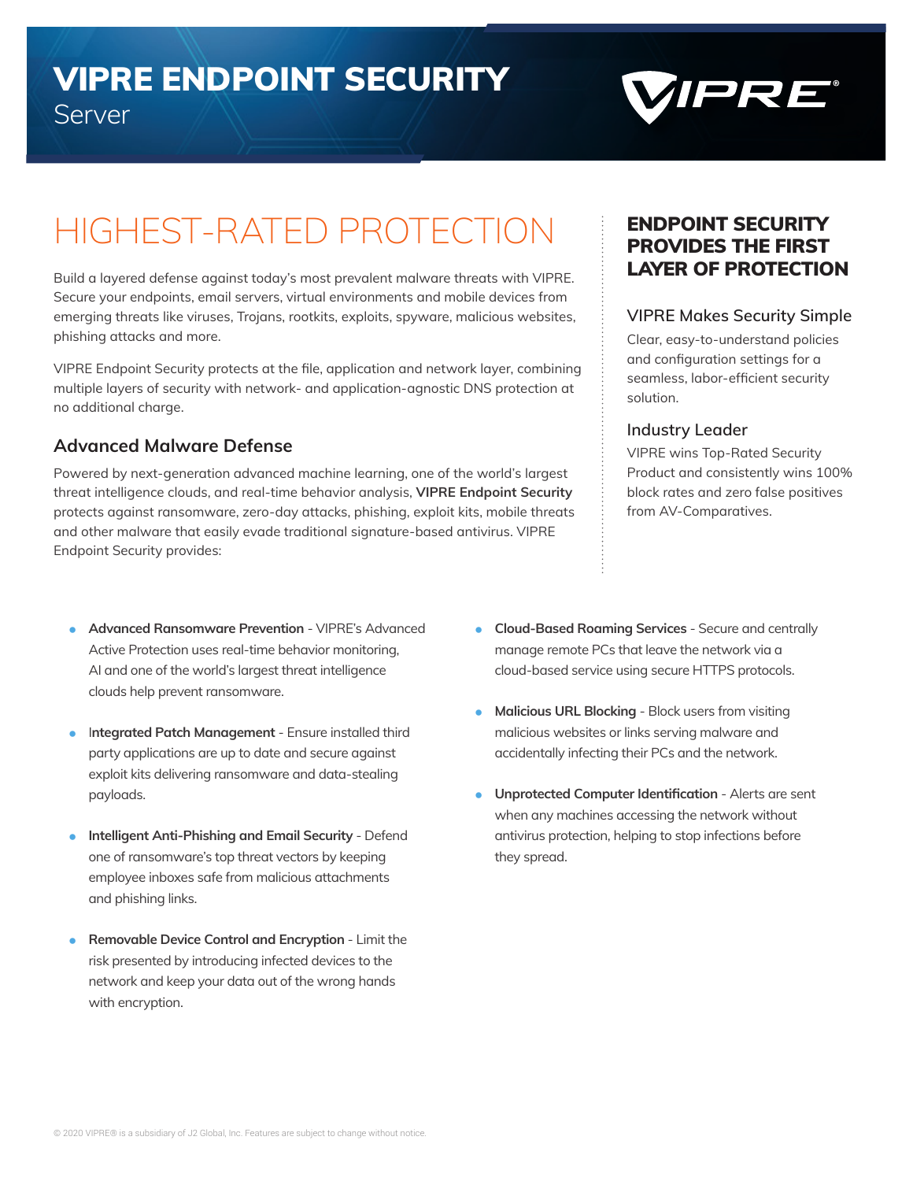# VIPRE ENDPOINT SECURITY

Server

## HIGHEST-RATED PROTECTION

Build a layered defense against today's most prevalent malware threats with VIPRE. Secure your endpoints, email servers, virtual environments and mobile devices from emerging threats like viruses, Trojans, rootkits, exploits, spyware, malicious websites, phishing attacks and more.

VIPRE Endpoint Security protects at the file, application and network layer, combining multiple layers of security with network- and application-agnostic DNS protection at no additional charge.

### Advanced Malware Defense

Powered by next-generation advanced machine learning, one of the world's largest threat intelligence clouds, and real-time behavior analysis, **VIPRE Endpoint Security** protects against ransomware, zero-day attacks, phishing, exploit kits, mobile threats and other malware that easily evade traditional signature-based antivirus. VIPRE Endpoint Security provides:

## ENDPOINT SECURITY PROVIDES THE FIRST LAYER OF PROTECTION

### VIPRE Makes Security Simple

Clear, easy-to-understand policies and configuration settings for a seamless, labor-efficient security solution.

### Industry Leader

VIPRE wins Top-Rated Security Product and consistently wins 100% block rates and zero false positives from AV-Comparatives.

- **Advanced Ransomware Prevention** - VIPRE's Advanced Active Protection uses real-time behavior monitoring, AI and one of the world's largest threat intelligence clouds help prevent ransomware.
- **Integrated Patch Management** - Ensure installed third party applications are up to date and secure against exploit kits delivering ransomware and data-stealing payloads.
- **Intelligent Anti-Phishing and Email Security** - Defend one of ransomware's top threat vectors by keeping employee inboxes safe from malicious attachments and phishing links.
- **Removable Device Control and Encryption** - Limit the risk presented by introducing infected devices to the network and keep your data out of the wrong hands with encryption.
- **Cloud-Based Roaming Services** - Secure and centrally manage remote PCs that leave the network via a cloud-based service using secure HTTPS protocols.
- **Malicious URL Blocking** - Block users from visiting malicious websites or links serving malware and accidentally infecting their PCs and the network.
- **Unprotected Computer Identification** - Alerts are sent when any machines accessing the network without antivirus protection, helping to stop infections before they spread.

© 2020 VIPRE® is a subsidiary of J2 Global, Inc. Features are subject to change without notice.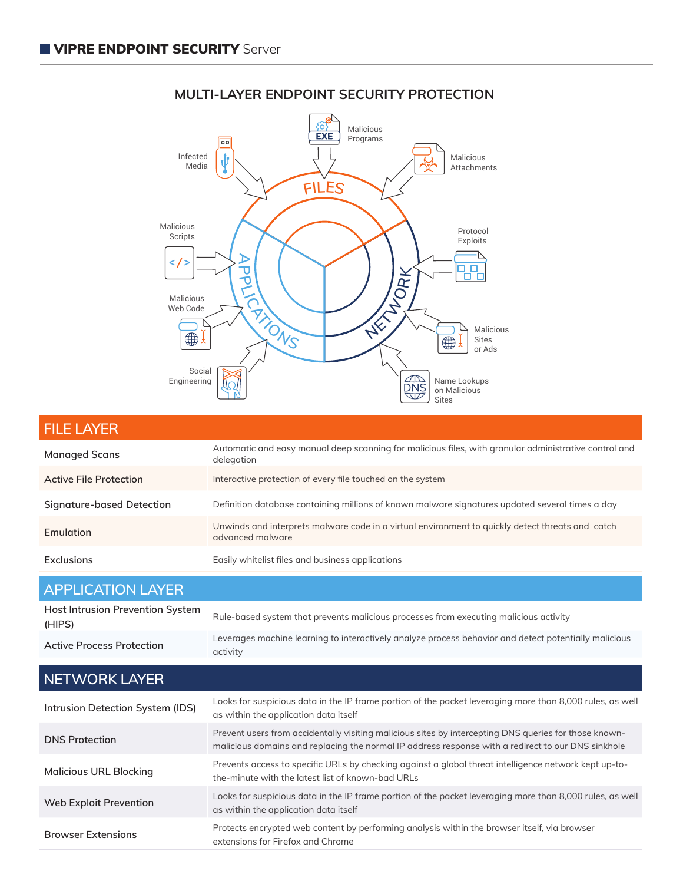## MULTI-LAYER ENDPOINT SECURITY PROTECTION

Malicious Programs
Infected Media
Malicious Attachments
FILES
Malicious Scripts
APPLICATIONS
Protocol Exploits
NETWORK
Malicious Web Code
Malicious Sites or Ads
Social Engineering
Name Lookups on Malicious Sites

## FILE LAYER

| | |
|---|---|
| Managed Scans | Automatic and easy manual deep scanning for malicious files, with granular administrative control and delegation |
| Active File Protection | Interactive protection of every file touched on the system |
| Signature-based Detection | Definition database containing millions of known malware signatures updated several times a day |
| Emulation | Unwinds and interprets malware code in a virtual environment to quickly detect threats and catch advanced malware |
| Exclusions | Easily whitelist files and business applications |

## APPLICATION LAYER

| | |
|---|---|
| Host Intrusion Prevention System (HIPS) | Rule-based system that prevents malicious processes from executing malicious activity |
| Active Process Protection | Leverages machine learning to interactively analyze process behavior and detect potentially malicious activity |

## NETWORK LAYER

| | |
|---|---|
| Intrusion Detection System (IDS) | Looks for suspicious data in the IP frame portion of the packet leveraging more than 8,000 rules, as well as within the application data itself |
| DNS Protection | Prevent users from accidentally visiting malicious sites by intercepting DNS queries for those known-malicious domains and replacing the normal IP address response with a redirect to our DNS sinkhole |
| Malicious URL Blocking | Prevents access to specific URLs by checking against a global threat intelligence network kept up-to-the-minute with the latest list of known-bad URLs |
| Web Exploit Prevention | Looks for suspicious data in the IP frame portion of the packet leveraging more than 8,000 rules, as well as within the application data itself |
| Browser Extensions | Protects encrypted web content by performing analysis within the browser itself, via browser extensions for Firefox and Chrome |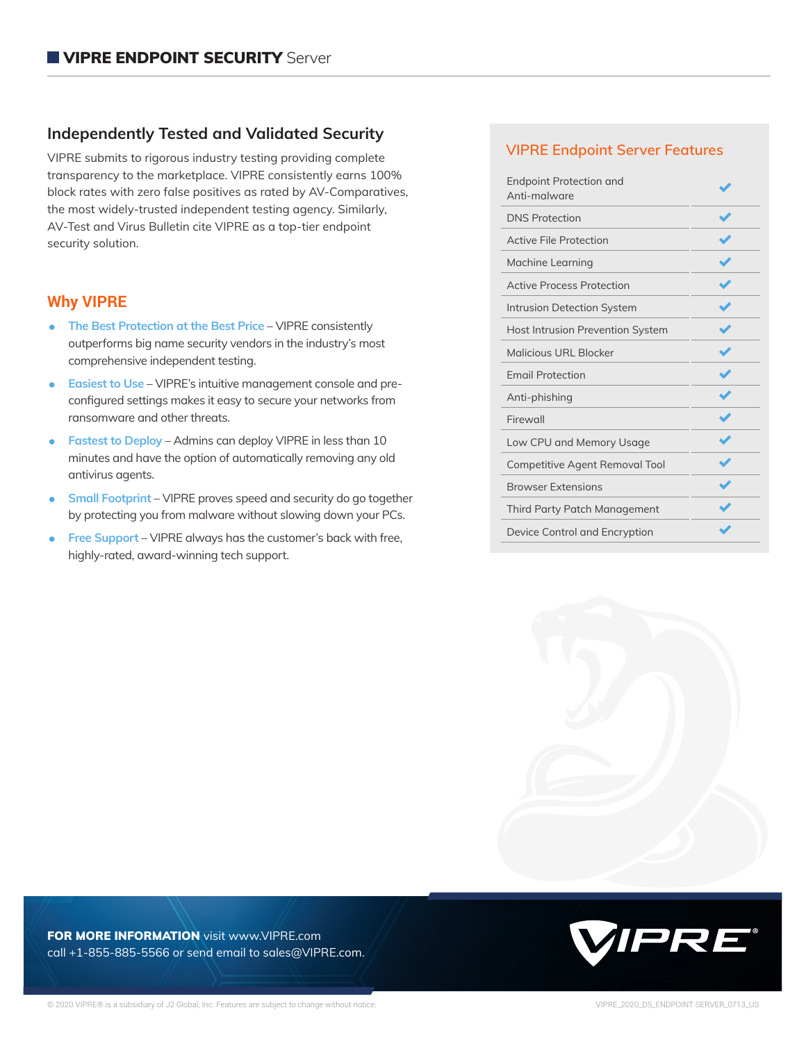## Independently Tested and Validated Security

VIPRE submits to rigorous industry testing providing complete transparency to the marketplace. VIPRE consistently earns 100% block rates with zero false positives as rated by AV-Comparatives, the most widely-trusted independent testing agency. Similarly, AV-Test and Virus Bulletin cite VIPRE as a top-tier endpoint security solution.

## Why VIPRE

- **The Best Protection at the Best Price** – VIPRE consistently outperforms big name security vendors in the industry's most comprehensive independent testing.
- **Easiest to Use** – VIPRE's intuitive management console and pre-configured settings makes it easy to secure your networks from ransomware and other threats.
- **Fastest to Deploy** – Admins can deploy VIPRE in less than 10 minutes and have the option of automatically removing any old antivirus agents.
- **Small Footprint** – VIPRE proves speed and security do go together by protecting you from malware without slowing down your PCs.
- **Free Support** – VIPRE always has the customer's back with free, highly-rated, award-winning tech support.

## VIPRE Endpoint Server Features

| | |
|---|---|
| Endpoint Protection and Anti-malware | ✓ |
| DNS Protection | ✓ |
| Active File Protection | ✓ |
| Machine Learning | ✓ |
| Active Process Protection | ✓ |
| Intrusion Detection System | ✓ |
| Host Intrusion Prevention System | ✓ |
| Malicious URL Blocker | ✓ |
| Email Protection | ✓ |
| Anti-phishing | ✓ |
| Firewall | ✓ |
| Low CPU and Memory Usage | ✓ |
| Competitive Agent Removal Tool | ✓ |
| Browser Extensions | ✓ |
| Third Party Patch Management | ✓ |
| Device Control and Encryption | ✓ |

**FOR MORE INFORMATION** visit www.VIPRE.com call +1-855-885-5566 or send email to sales@VIPRE.com.

© 2020 VIPRE® is a subsidiary of J2 Global, Inc. Features are subject to change without notice.

VIPRE_2020_DS_ENDPOINT SERVER_0713_US